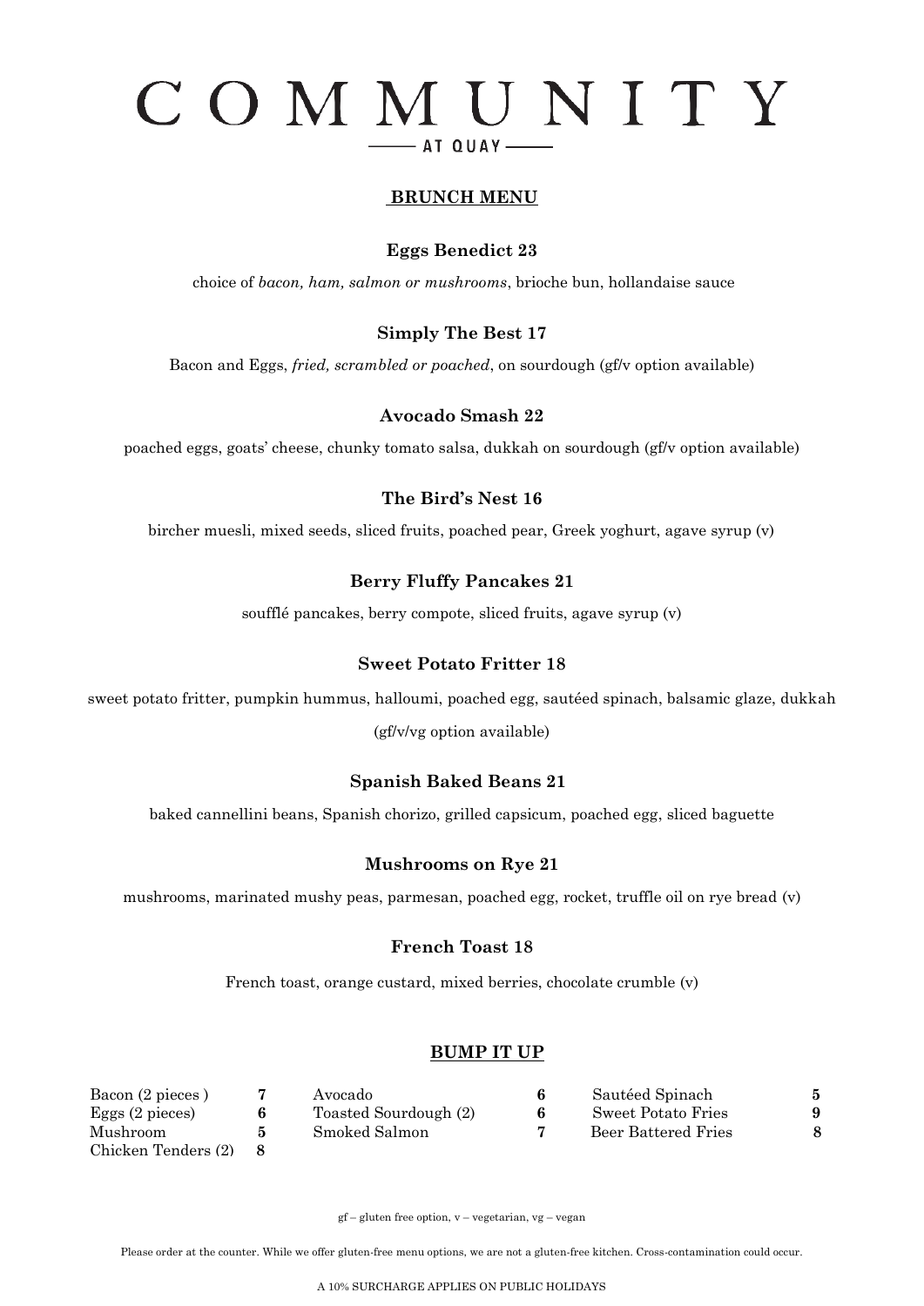# COMMUNITY

AT QUAY

## BRUNCH MENU

### Eggs Benedict 23

choice of *bacon, ham, salmon or mushrooms*, brioche bun, hollandaise sauce

### Simply The Best 17

Bacon and Eggs, *fried, scrambled or poached*, on sourdough (gf/v option available)

### Avocado Smash 22

poached eggs, goats' cheese, chunky tomato salsa, dukkah on sourdough (gf/v option available)

### The Bird's Nest 16

bircher muesli, mixed seeds, sliced fruits, poached pear, Greek yoghurt, agave syrup (v)

### Berry Fluffy Pancakes 21

soufflé pancakes, berry compote, sliced fruits, agave syrup (v)

### Sweet Potato Fritter 18

sweet potato fritter, pumpkin hummus, halloumi, poached egg, sautéed spinach, balsamic glaze, dukkah

(gf/v/vg option available)

### Spanish Baked Beans 21

baked cannellini beans, Spanish chorizo, grilled capsicum, poached egg, sliced baguette

### Mushrooms on Rye 21

mushrooms, marinated mushy peas, parmesan, poached egg, rocket, truffle oil on rye bread (v)

### French Toast 18

French toast, orange custard, mixed berries, chocolate crumble (v)

## BUMP IT UP

| | | | | | |
|---|---|---|---|---|---|
| Bacon (2 pieces ) | **7** | Avocado | **6** | Sautéed Spinach | **5** |
| Eggs (2 pieces) | **6** | Toasted Sourdough (2) | **6** | Sweet Potato Fries | **9** |
| Mushroom | **5** | Smoked Salmon | **7** | Beer Battered Fries | **8** |
| Chicken Tenders (2) | **8** | | | | |

gf – gluten free option, v – vegetarian, vg – vegan

Please order at the counter. While we offer gluten-free menu options, we are not a gluten-free kitchen. Cross-contamination could occur.

A 10% SURCHARGE APPLIES ON PUBLIC HOLIDAYS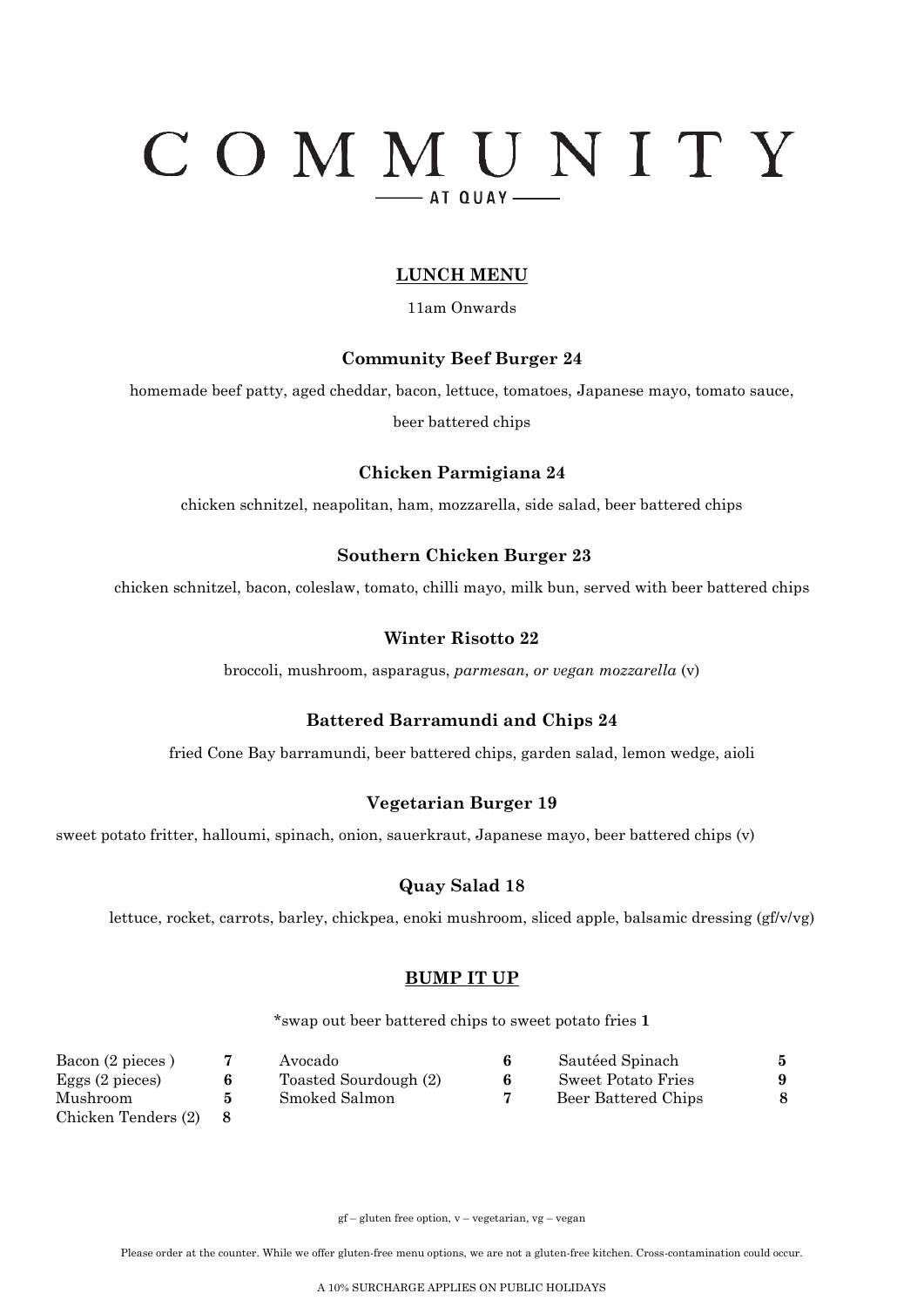# COMMUNITY

AT QUAY

## LUNCH MENU

11am Onwards

### Community Beef Burger 24

homemade beef patty, aged cheddar, bacon, lettuce, tomatoes, Japanese mayo, tomato sauce, beer battered chips

### Chicken Parmigiana 24

chicken schnitzel, neapolitan, ham, mozzarella, side salad, beer battered chips

### Southern Chicken Burger 23

chicken schnitzel, bacon, coleslaw, tomato, chilli mayo, milk bun, served with beer battered chips

### Winter Risotto 22

broccoli, mushroom, asparagus, *parmesan, or vegan mozzarella* (v)

### Battered Barramundi and Chips 24

fried Cone Bay barramundi, beer battered chips, garden salad, lemon wedge, aioli

### Vegetarian Burger 19

sweet potato fritter, halloumi, spinach, onion, sauerkraut, Japanese mayo, beer battered chips (v)

### Quay Salad 18

lettuce, rocket, carrots, barley, chickpea, enoki mushroom, sliced apple, balsamic dressing (gf/v/vg)

## BUMP IT UP

*swap out beer battered chips to sweet potato fries **1**

| | | | | | |
|---|---|---|---|---|---|
| Bacon (2 pieces ) | **7** | Avocado | **6** | Sautéed Spinach | **5** |
| Eggs (2 pieces) | **6** | Toasted Sourdough (2) | **6** | Sweet Potato Fries | **9** |
| Mushroom | **5** | Smoked Salmon | **7** | Beer Battered Chips | **8** |
| Chicken Tenders (2) | **8** | | | | |

gf – gluten free option, v – vegetarian, vg – vegan

Please order at the counter. While we offer gluten-free menu options, we are not a gluten-free kitchen. Cross-contamination could occur.

A 10% SURCHARGE APPLIES ON PUBLIC HOLIDAYS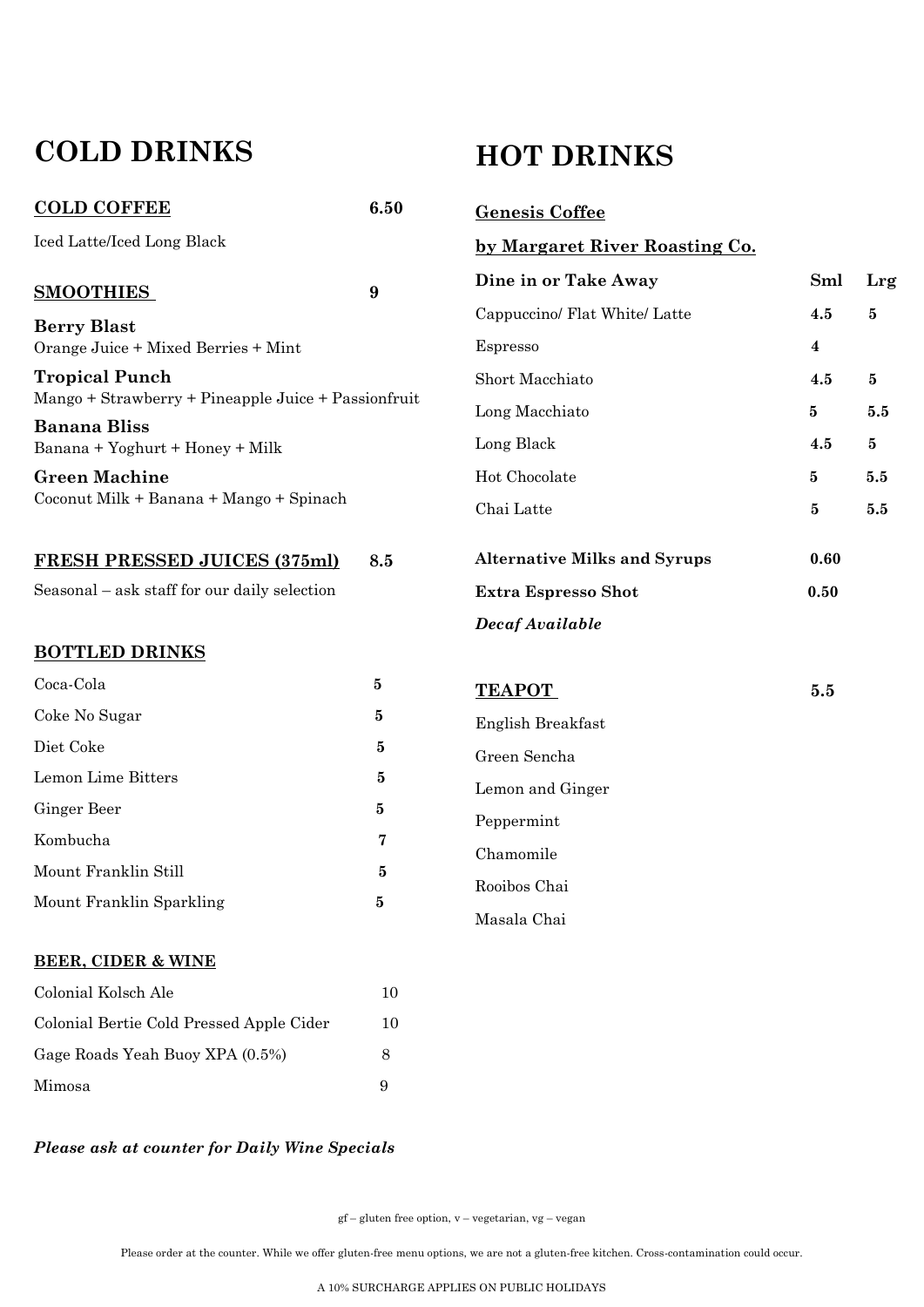# COLD DRINKS

| COLD COFFEE | 6.50 |
|---|---|
| Iced Latte/Iced Long Black | |

## SMOOTHIES — 9

**Berry Blast**
Orange Juice + Mixed Berries + Mint

**Tropical Punch**
Mango + Strawberry + Pineapple Juice + Passionfruit

**Banana Bliss**
Banana + Yoghurt + Honey + Milk

**Green Machine**
Coconut Milk + Banana + Mango + Spinach

## FRESH PRESSED JUICES (375ml) — 8.5

Seasonal – ask staff for our daily selection

## BOTTLED DRINKS

| | |
|---|---|
| Coca-Cola | 5 |
| Coke No Sugar | 5 |
| Diet Coke | 5 |
| Lemon Lime Bitters | 5 |
| Ginger Beer | 5 |
| Kombucha | 7 |
| Mount Franklin Still | 5 |
| Mount Franklin Sparkling | 5 |

## BEER, CIDER & WINE

| | |
|---|---|
| Colonial Kolsch Ale | 10 |
| Colonial Bertie Cold Pressed Apple Cider | 10 |
| Gage Roads Yeah Buoy XPA (0.5%) | 8 |
| Mimosa | 9 |

***Please ask at counter for Daily Wine Specials***

# HOT DRINKS

## Genesis Coffee by Margaret River Roasting Co.

| Dine in or Take Away | Sml | Lrg |
|---|---|---|
| Cappuccino/ Flat White/ Latte | 4.5 | 5 |
| Espresso | 4 | |
| Short Macchiato | 4.5 | 5 |
| Long Macchiato | 5 | 5.5 |
| Long Black | 4.5 | 5 |
| Hot Chocolate | 5 | 5.5 |
| Chai Latte | 5 | 5.5 |
| **Alternative Milks and Syrups** | **0.60** | |
| **Extra Espresso Shot** | **0.50** | |

***Decaf Available***

## TEAPOT — 5.5

- English Breakfast
- Green Sencha
- Lemon and Ginger
- Peppermint
- Chamomile
- Rooibos Chai
- Masala Chai

gf – gluten free option, v – vegetarian, vg – vegan

Please order at the counter. While we offer gluten-free menu options, we are not a gluten-free kitchen. Cross-contamination could occur.

A 10% SURCHARGE APPLIES ON PUBLIC HOLIDAYS